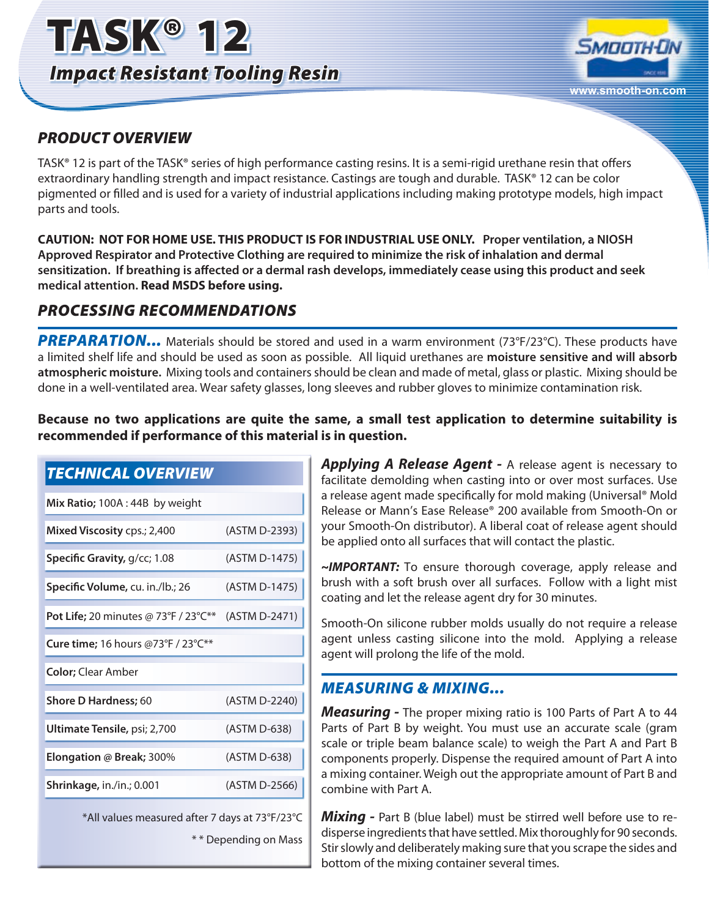# TASK® 12

## *Impact Resistant Tooling Resin*

www.smooth-on.com

## *PRODUCT OVERVIEW*

TASK® 12 is part of the TASK® series of high performance casting resins. It is a semi-rigid urethane resin that offers extraordinary handling strength and impact resistance. Castings are tough and durable. TASK® 12 can be color pigmented or filled and is used for a variety of industrial applications including making prototype models, high impact parts and tools.

**CAUTION: NOT FOR HOME USE. THIS PRODUCT IS FOR INDUSTRIAL USE ONLY. Proper ventilation, a NIOSH Approved Respirator and Protective Clothing are required to minimize the risk of inhalation and dermal sensitization. If breathing is affected or a dermal rash develops, immediately cease using this product and seek medical attention. Read MSDS before using.**

## *PROCESSING RECOMMENDATIONS*

***PREPARATION...*** Materials should be stored and used in a warm environment (73°F/23°C). These products have a limited shelf life and should be used as soon as possible. All liquid urethanes are **moisture sensitive and will absorb atmospheric moisture.** Mixing tools and containers should be clean and made of metal, glass or plastic. Mixing should be done in a well-ventilated area. Wear safety glasses, long sleeves and rubber gloves to minimize contamination risk.

**Because no two applications are quite the same, a small test application to determine suitability is recommended if performance of this material is in question.**

### *TECHNICAL OVERVIEW*

| Property | Test Method |
|---|---|
| **Mix Ratio;** 100A : 44B by weight | |
| **Mixed Viscosity** cps.; 2,400 | (ASTM D-2393) |
| **Specific Gravity,** g/cc; 1.08 | (ASTM D-1475) |
| **Specific Volume,** cu. in./lb.; 26 | (ASTM D-1475) |
| **Pot Life;** 20 minutes @ 73°F / 23°C** | (ASTM D-2471) |
| **Cure time;** 16 hours @73°F / 23°C** | |
| **Color;** Clear Amber | |
| **Shore D Hardness;** 60 | (ASTM D-2240) |
| **Ultimate Tensile,** psi; 2,700 | (ASTM D-638) |
| **Elongation @ Break;** 300% | (ASTM D-638) |
| **Shrinkage,** in./in.; 0.001 | (ASTM D-2566) |

*All values measured after 7 days at 73°F/23°C

** Depending on Mass

***Applying A Release Agent -*** A release agent is necessary to facilitate demolding when casting into or over most surfaces. Use a release agent made specifically for mold making (Universal® Mold Release or Mann's Ease Release® 200 available from Smooth-On or your Smooth-On distributor). A liberal coat of release agent should be applied onto all surfaces that will contact the plastic.

***~IMPORTANT:*** To ensure thorough coverage, apply release and brush with a soft brush over all surfaces. Follow with a light mist coating and let the release agent dry for 30 minutes.

Smooth-On silicone rubber molds usually do not require a release agent unless casting silicone into the mold. Applying a release agent will prolong the life of the mold.

### *MEASURING & MIXING...*

***Measuring -*** The proper mixing ratio is 100 Parts of Part A to 44 Parts of Part B by weight. You must use an accurate scale (gram scale or triple beam balance scale) to weigh the Part A and Part B components properly. Dispense the required amount of Part A into a mixing container. Weigh out the appropriate amount of Part B and combine with Part A.

***Mixing -*** Part B (blue label) must be stirred well before use to re-disperse ingredients that have settled. Mix thoroughly for 90 seconds. Stir slowly and deliberately making sure that you scrape the sides and bottom of the mixing container several times.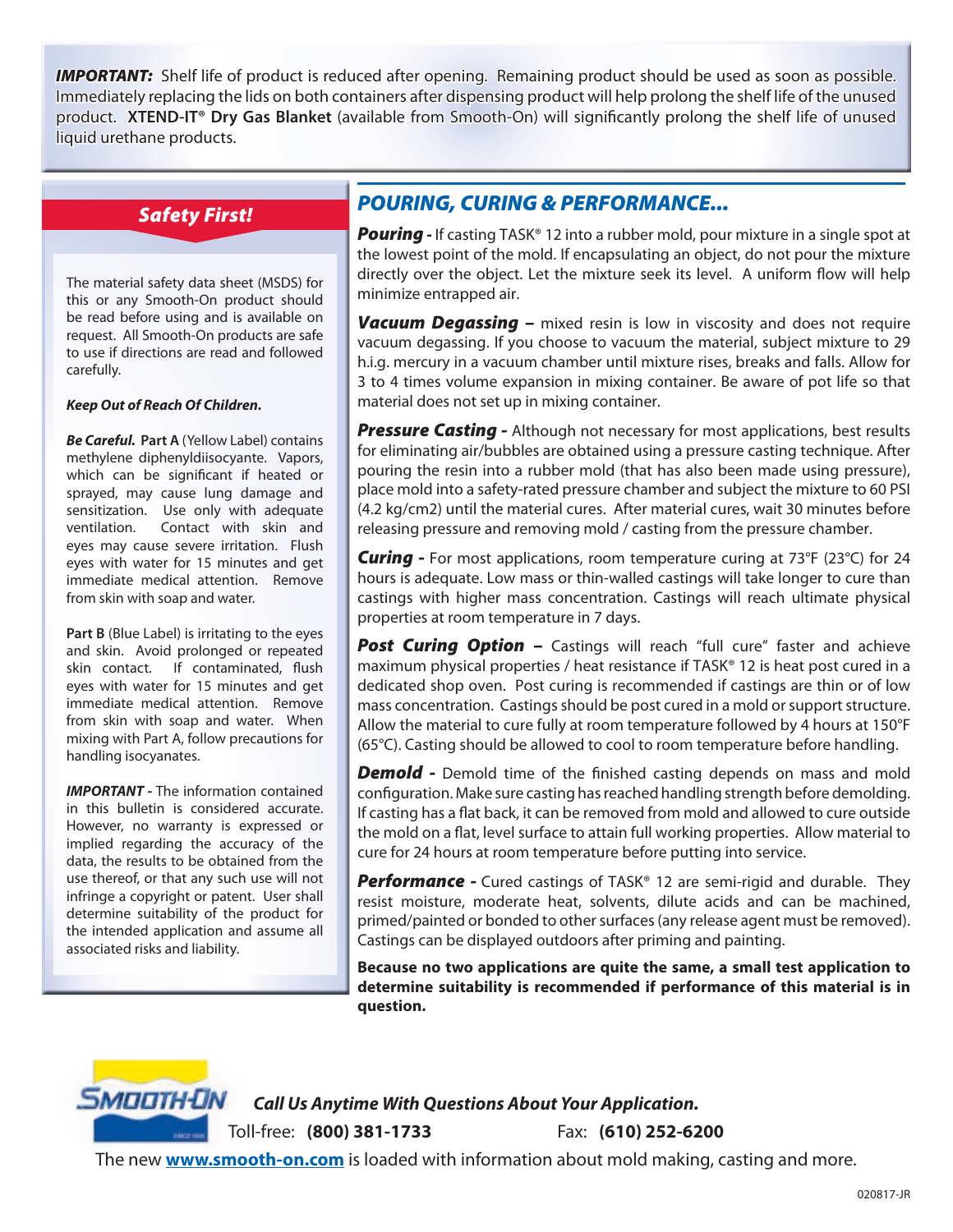***IMPORTANT:*** Shelf life of product is reduced after opening. Remaining product should be used as soon as possible. Immediately replacing the lids on both containers after dispensing product will help prolong the shelf life of the unused product. **XTEND-IT® Dry Gas Blanket** (available from Smooth-On) will significantly prolong the shelf life of unused liquid urethane products.

## *Safety First!*

The material safety data sheet (MSDS) for this or any Smooth-On product should be read before using and is available on request. All Smooth-On products are safe to use if directions are read and followed carefully.

***Keep Out of Reach Of Children.***

***Be Careful.*** **Part A** (Yellow Label) contains methylene diphenyldiisocyanate. Vapors, which can be significant if heated or sprayed, may cause lung damage and sensitization. Use only with adequate ventilation. Contact with skin and eyes may cause severe irritation. Flush eyes with water for 15 minutes and get immediate medical attention. Remove from skin with soap and water.

**Part B** (Blue Label) is irritating to the eyes and skin. Avoid prolonged or repeated skin contact. If contaminated, flush eyes with water for 15 minutes and get immediate medical attention. Remove from skin with soap and water. When mixing with Part A, follow precautions for handling isocyanates.

***IMPORTANT -*** The information contained in this bulletin is considered accurate. However, no warranty is expressed or implied regarding the accuracy of the data, the results to be obtained from the use thereof, or that any such use will not infringe a copyright or patent. User shall determine suitability of the product for the intended application and assume all associated risks and liability.

## *POURING, CURING & PERFORMANCE...*

***Pouring -*** If casting TASK® 12 into a rubber mold, pour mixture in a single spot at the lowest point of the mold. If encapsulating an object, do not pour the mixture directly over the object. Let the mixture seek its level. A uniform flow will help minimize entrapped air.

***Vacuum Degassing –*** mixed resin is low in viscosity and does not require vacuum degassing. If you choose to vacuum the material, subject mixture to 29 h.i.g. mercury in a vacuum chamber until mixture rises, breaks and falls. Allow for 3 to 4 times volume expansion in mixing container. Be aware of pot life so that material does not set up in mixing container.

***Pressure Casting -*** Although not necessary for most applications, best results for eliminating air/bubbles are obtained using a pressure casting technique. After pouring the resin into a rubber mold (that has also been made using pressure), place mold into a safety-rated pressure chamber and subject the mixture to 60 PSI (4.2 kg/cm2) until the material cures. After material cures, wait 30 minutes before releasing pressure and removing mold / casting from the pressure chamber.

***Curing -*** For most applications, room temperature curing at 73°F (23°C) for 24 hours is adequate. Low mass or thin-walled castings will take longer to cure than castings with higher mass concentration. Castings will reach ultimate physical properties at room temperature in 7 days.

***Post Curing Option –*** Castings will reach "full cure" faster and achieve maximum physical properties / heat resistance if TASK® 12 is heat post cured in a dedicated shop oven. Post curing is recommended if castings are thin or of low mass concentration. Castings should be post cured in a mold or support structure. Allow the material to cure fully at room temperature followed by 4 hours at 150°F (65°C). Casting should be allowed to cool to room temperature before handling.

***Demold -*** Demold time of the finished casting depends on mass and mold configuration. Make sure casting has reached handling strength before demolding. If casting has a flat back, it can be removed from mold and allowed to cure outside the mold on a flat, level surface to attain full working properties. Allow material to cure for 24 hours at room temperature before putting into service.

***Performance -*** Cured castings of TASK® 12 are semi-rigid and durable. They resist moisture, moderate heat, solvents, dilute acids and can be machined, primed/painted or bonded to other surfaces (any release agent must be removed). Castings can be displayed outdoors after priming and painting.

**Because no two applications are quite the same, a small test application to determine suitability is recommended if performance of this material is in question.**

***Call Us Anytime With Questions About Your Application.***

Toll-free: **(800) 381-1733** Fax: **(610) 252-6200**

The new **[www.smooth-on.com](http://www.smooth-on.com)** is loaded with information about mold making, casting and more.

020817-JR